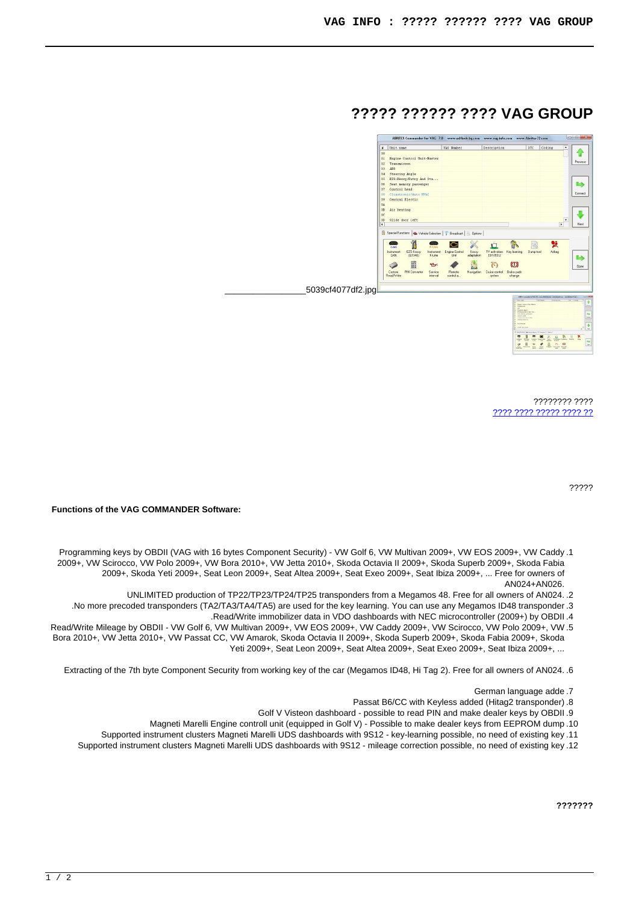# ????? ?????? ???? VAG GROUP

5039cf4077df2.jpg

???????? ????
???? ???? ????? ???? ??

?????

**Functions of the VAG COMMANDER Software:**

1. Programming keys by OBDII (VAG with 16 bytes Component Security) - VW Golf 6, VW Multivan 2009+, VW EOS 2009+, VW Caddy 2009+, VW Scirocco, VW Polo 2009+, VW Bora 2010+, VW Jetta 2010+, Skoda Octavia II 2009+, Skoda Superb 2009+, Skoda Fabia 2009+, Skoda Yeti 2009+, Seat Leon 2009+, Seat Altea 2009+, Seat Exeo 2009+, Seat Ibiza 2009+, ... Free for owners of AN024+AN026.
2. UNLIMITED production of TP22/TP23/TP24/TP25 transponders from a Megamos 48. Free for all owners of AN024.
3. No more precoded transponders (TA2/TA3/TA4/TA5) are used for the key learning. You can use any Megamos ID48 transponder.
4. Read/Write immobilizer data in VDO dashboards with NEC microcontroller (2009+) by OBDII.
5. Read/Write Mileage by OBDII - VW Golf 6, VW Multivan 2009+, VW EOS 2009+, VW Caddy 2009+, VW Scirocco, VW Polo 2009+, VW Bora 2010+, VW Jetta 2010+, VW Passat CC, VW Amarok, Skoda Octavia II 2009+, Skoda Superb 2009+, Skoda Fabia 2009+, Skoda Yeti 2009+, Seat Leon 2009+, Seat Altea 2009+, Seat Exeo 2009+, Seat Ibiza 2009+, ...
6. Extracting of the 7th byte Component Security from working key of the car (Megamos ID48, Hi Tag 2). Free for all owners of AN024.
7. German language adde
8. Passat B6/CC with Keyless added (Hitag2 transponder)
9. Golf V Visteon dashboard - possible to read PIN and make dealer keys by OBDII
10. Magneti Marelli Engine controll unit (equipped in Golf V) - Possible to make dealer keys from EEPROM dump
11. Supported instrument clusters Magneti Marelli UDS dashboards with 9S12 - key-learning possible, no need of existing key
12. Supported instrument clusters Magneti Marelli UDS dashboards with 9S12 - mileage correction possible, no need of existing key

**???????**